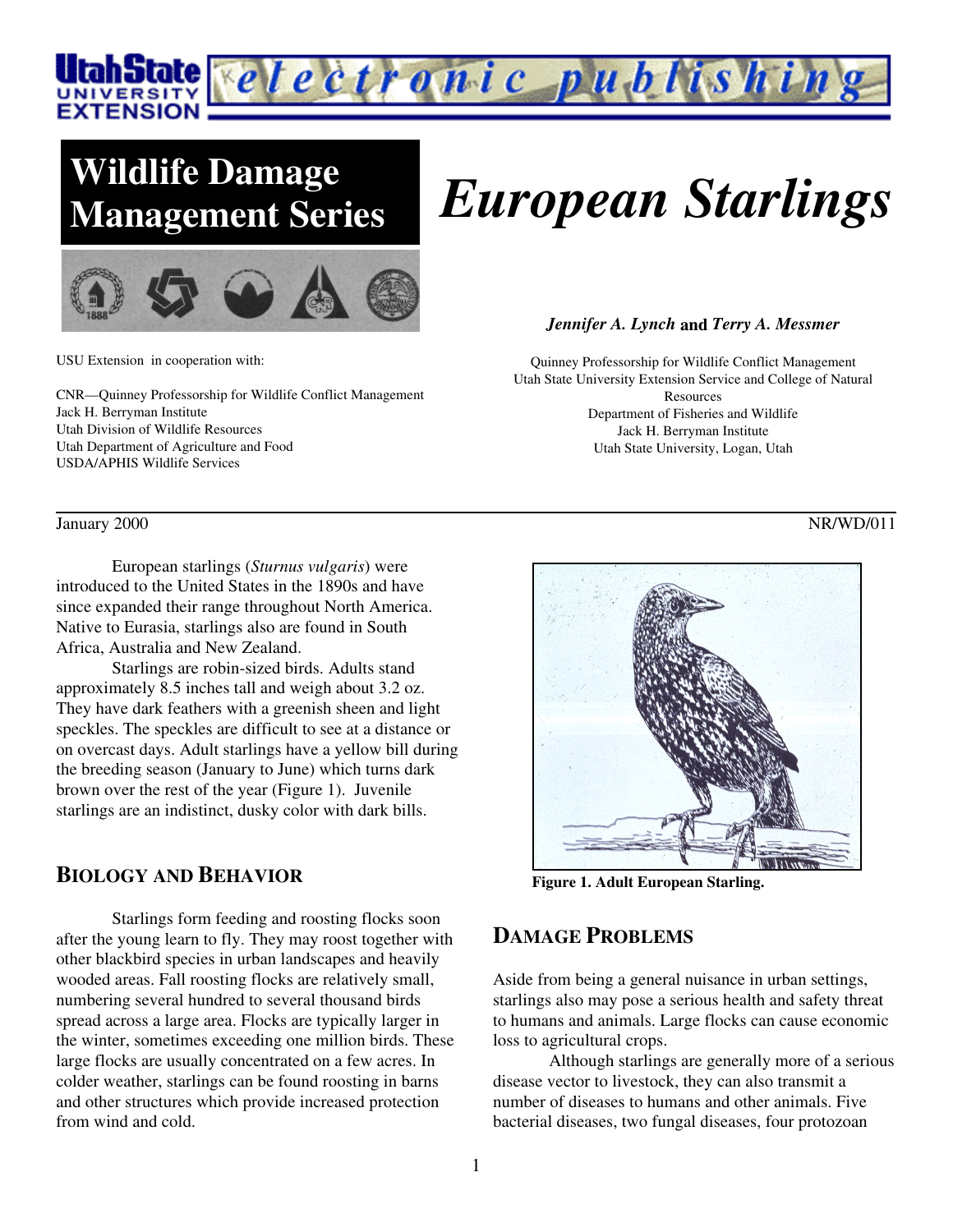Wildlife Damage Management Series

# European Starlings

***Jennifer A. Lynch*** **and** ***Terry A. Messmer***

Quinney Professorship for Wildlife Conflict Management
Utah State University Extension Service and College of Natural Resources
Department of Fisheries and Wildlife
Jack H. Berryman Institute
Utah State University, Logan, Utah

USU Extension in cooperation with:

CNR—Quinney Professorship for Wildlife Conflict Management
Jack H. Berryman Institute
Utah Division of Wildlife Resources
Utah Department of Agriculture and Food
USDA/APHIS Wildlife Services

January 2000 NR/WD/011

European starlings (*Sturnus vulgaris*) were introduced to the United States in the 1890s and have since expanded their range throughout North America. Native to Eurasia, starlings also are found in South Africa, Australia and New Zealand.

Starlings are robin-sized birds. Adults stand approximately 8.5 inches tall and weigh about 3.2 oz. They have dark feathers with a greenish sheen and light speckles. The speckles are difficult to see at a distance or on overcast days. Adult starlings have a yellow bill during the breeding season (January to June) which turns dark brown over the rest of the year (Figure 1). Juvenile starlings are an indistinct, dusky color with dark bills.

**Figure 1. Adult European Starling.**

## BIOLOGY AND BEHAVIOR

Starlings form feeding and roosting flocks soon after the young learn to fly. They may roost together with other blackbird species in urban landscapes and heavily wooded areas. Fall roosting flocks are relatively small, numbering several hundred to several thousand birds spread across a large area. Flocks are typically larger in the winter, sometimes exceeding one million birds. These large flocks are usually concentrated on a few acres. In colder weather, starlings can be found roosting in barns and other structures which provide increased protection from wind and cold.

## DAMAGE PROBLEMS

Aside from being a general nuisance in urban settings, starlings also may pose a serious health and safety threat to humans and animals. Large flocks can cause economic loss to agricultural crops.

Although starlings are generally more of a serious disease vector to livestock, they can also transmit a number of diseases to humans and other animals. Five bacterial diseases, two fungal diseases, four protozoan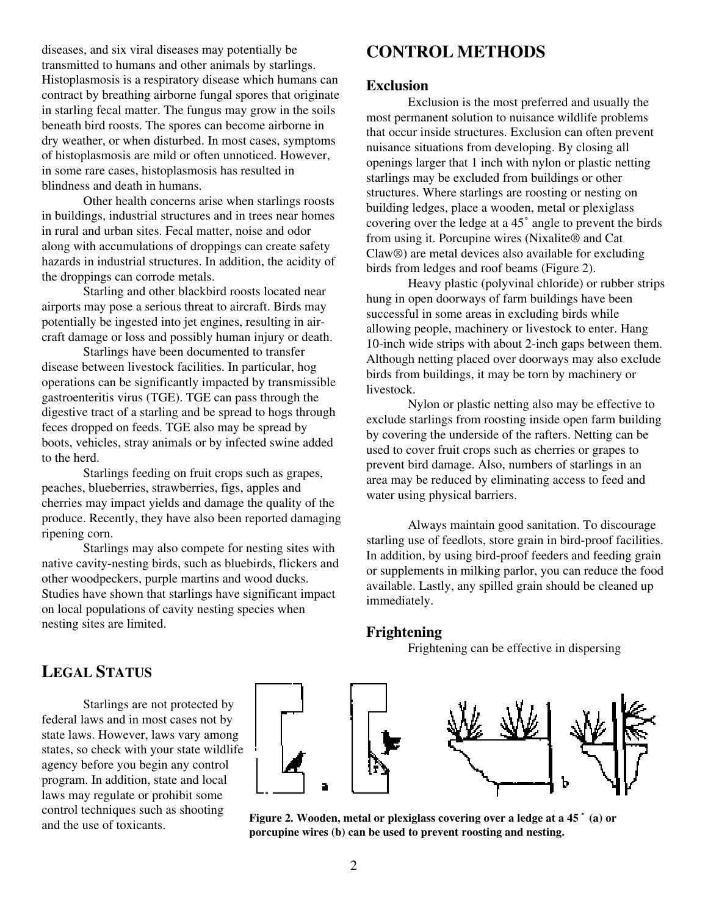diseases, and six viral diseases may potentially be transmitted to humans and other animals by starlings. Histoplasmosis is a respiratory disease which humans can contract by breathing airborne fungal spores that originate in starling fecal matter. The fungus may grow in the soils beneath bird roosts. The spores can become airborne in dry weather, or when disturbed. In most cases, symptoms of histoplasmosis are mild or often unnoticed. However, in some rare cases, histoplasmosis has resulted in blindness and death in humans.

Other health concerns arise when starlings roosts in buildings, industrial structures and in trees near homes in rural and urban sites. Fecal matter, noise and odor along with accumulations of droppings can create safety hazards in industrial structures. In addition, the acidity of the droppings can corrode metals.

Starling and other blackbird roosts located near airports may pose a serious threat to aircraft. Birds may potentially be ingested into jet engines, resulting in aircraft damage or loss and possibly human injury or death.

Starlings have been documented to transfer disease between livestock facilities. In particular, hog operations can be significantly impacted by transmissible gastroenteritis virus (TGE). TGE can pass through the digestive tract of a starling and be spread to hogs through feces dropped on feeds. TGE also may be spread by boots, vehicles, stray animals or by infected swine added to the herd.

Starlings feeding on fruit crops such as grapes, peaches, blueberries, strawberries, figs, apples and cherries may impact yields and damage the quality of the produce. Recently, they have also been reported damaging ripening corn.

Starlings may also compete for nesting sites with native cavity-nesting birds, such as bluebirds, flickers and other woodpeckers, purple martins and wood ducks. Studies have shown that starlings have significant impact on local populations of cavity nesting species when nesting sites are limited.

## LEGAL STATUS

Starlings are not protected by federal laws and in most cases not by state laws. However, laws vary among states, so check with your state wildlife agency before you begin any control program. In addition, state and local laws may regulate or prohibit some control techniques such as shooting and the use of toxicants.

## CONTROL METHODS

### Exclusion

Exclusion is the most preferred and usually the most permanent solution to nuisance wildlife problems that occur inside structures. Exclusion can often prevent nuisance situations from developing. By closing all openings larger that 1 inch with nylon or plastic netting starlings may be excluded from buildings or other structures. Where starlings are roosting or nesting on building ledges, place a wooden, metal or plexiglass covering over the ledge at a 45˚ angle to prevent the birds from using it. Porcupine wires (Nixalite® and Cat Claw®) are metal devices also available for excluding birds from ledges and roof beams (Figure 2).

Heavy plastic (polyvinal chloride) or rubber strips hung in open doorways of farm buildings have been successful in some areas in excluding birds while allowing people, machinery or livestock to enter. Hang 10-inch wide strips with about 2-inch gaps between them. Although netting placed over doorways may also exclude birds from buildings, it may be torn by machinery or livestock.

Nylon or plastic netting also may be effective to exclude starlings from roosting inside open farm building by covering the underside of the rafters. Netting can be used to cover fruit crops such as cherries or grapes to prevent bird damage. Also, numbers of starlings in an area may be reduced by eliminating access to feed and water using physical barriers.

Always maintain good sanitation. To discourage starling use of feedlots, store grain in bird-proof facilities. In addition, by using bird-proof feeders and feeding grain or supplements in milking parlor, you can reduce the food available. Lastly, any spilled grain should be cleaned up immediately.

### Frightening

Frightening can be effective in dispersing

**Figure 2. Wooden, metal or plexiglass covering over a ledge at a 45˚ (a) or porcupine wires (b) can be used to prevent roosting and nesting.**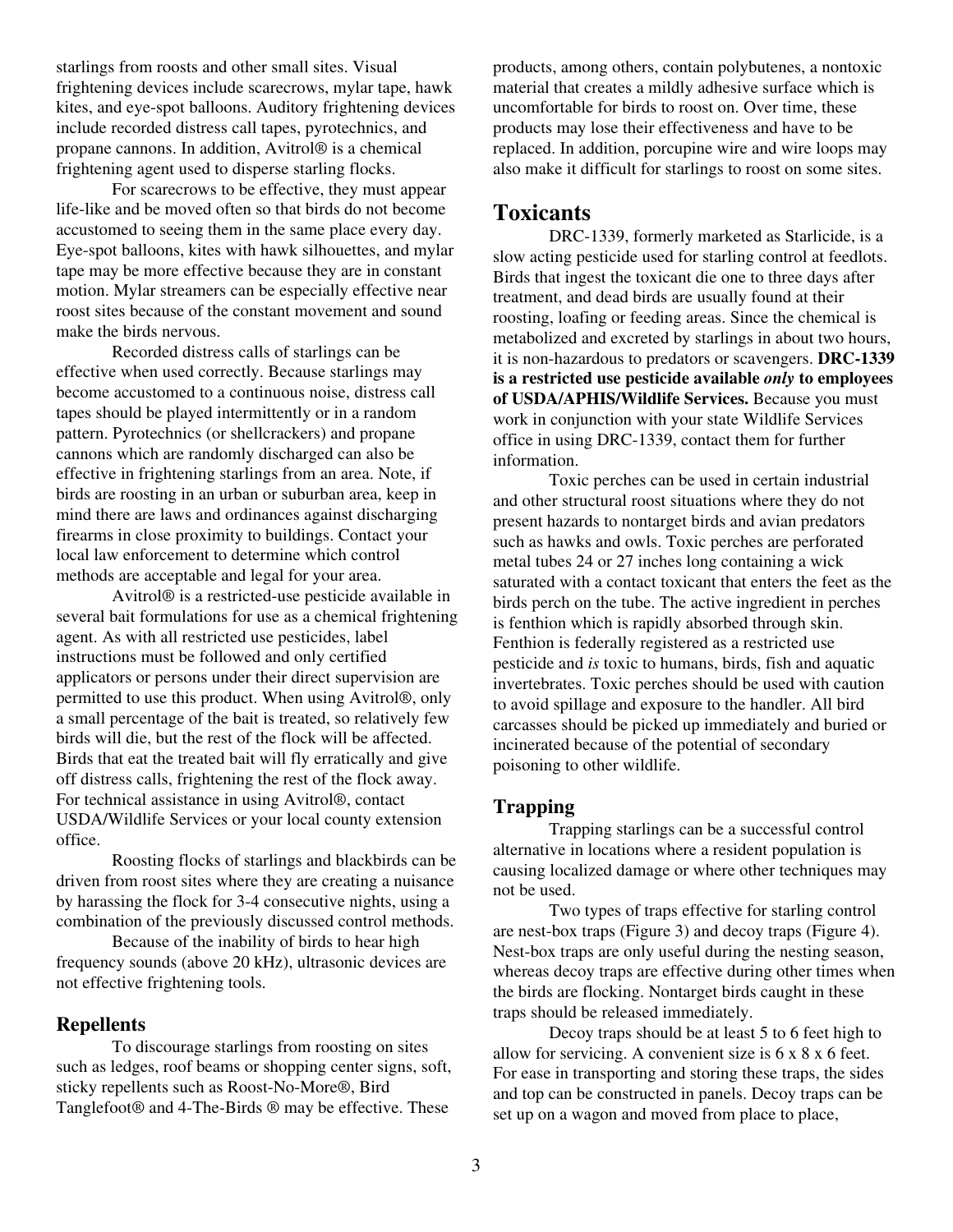starlings from roosts and other small sites. Visual frightening devices include scarecrows, mylar tape, hawk kites, and eye-spot balloons. Auditory frightening devices include recorded distress call tapes, pyrotechnics, and propane cannons. In addition, Avitrol® is a chemical frightening agent used to disperse starling flocks.

For scarecrows to be effective, they must appear life-like and be moved often so that birds do not become accustomed to seeing them in the same place every day. Eye-spot balloons, kites with hawk silhouettes, and mylar tape may be more effective because they are in constant motion. Mylar streamers can be especially effective near roost sites because of the constant movement and sound make the birds nervous.

Recorded distress calls of starlings can be effective when used correctly. Because starlings may become accustomed to a continuous noise, distress call tapes should be played intermittently or in a random pattern. Pyrotechnics (or shellcrackers) and propane cannons which are randomly discharged can also be effective in frightening starlings from an area. Note, if birds are roosting in an urban or suburban area, keep in mind there are laws and ordinances against discharging firearms in close proximity to buildings. Contact your local law enforcement to determine which control methods are acceptable and legal for your area.

Avitrol® is a restricted-use pesticide available in several bait formulations for use as a chemical frightening agent. As with all restricted use pesticides, label instructions must be followed and only certified applicators or persons under their direct supervision are permitted to use this product. When using Avitrol®, only a small percentage of the bait is treated, so relatively few birds will die, but the rest of the flock will be affected. Birds that eat the treated bait will fly erratically and give off distress calls, frightening the rest of the flock away. For technical assistance in using Avitrol®, contact USDA/Wildlife Services or your local county extension office.

Roosting flocks of starlings and blackbirds can be driven from roost sites where they are creating a nuisance by harassing the flock for 3-4 consecutive nights, using a combination of the previously discussed control methods.

Because of the inability of birds to hear high frequency sounds (above 20 kHz), ultrasonic devices are not effective frightening tools.

### Repellents

To discourage starlings from roosting on sites such as ledges, roof beams or shopping center signs, soft, sticky repellents such as Roost-No-More®, Bird Tanglefoot® and 4-The-Birds ® may be effective. These products, among others, contain polybutenes, a nontoxic material that creates a mildly adhesive surface which is uncomfortable for birds to roost on. Over time, these products may lose their effectiveness and have to be replaced. In addition, porcupine wire and wire loops may also make it difficult for starlings to roost on some sites.

## Toxicants

DRC-1339, formerly marketed as Starlicide, is a slow acting pesticide used for starling control at feedlots. Birds that ingest the toxicant die one to three days after treatment, and dead birds are usually found at their roosting, loafing or feeding areas. Since the chemical is metabolized and excreted by starlings in about two hours, it is non-hazardous to predators or scavengers. **DRC-1339 is a restricted use pesticide available *only* to employees of USDA/APHIS/Wildlife Services.** Because you must work in conjunction with your state Wildlife Services office in using DRC-1339, contact them for further information.

Toxic perches can be used in certain industrial and other structural roost situations where they do not present hazards to nontarget birds and avian predators such as hawks and owls. Toxic perches are perforated metal tubes 24 or 27 inches long containing a wick saturated with a contact toxicant that enters the feet as the birds perch on the tube. The active ingredient in perches is fenthion which is rapidly absorbed through skin. Fenthion is federally registered as a restricted use pesticide and *is* toxic to humans, birds, fish and aquatic invertebrates. Toxic perches should be used with caution to avoid spillage and exposure to the handler. All bird carcasses should be picked up immediately and buried or incinerated because of the potential of secondary poisoning to other wildlife.

### Trapping

Trapping starlings can be a successful control alternative in locations where a resident population is causing localized damage or where other techniques may not be used.

Two types of traps effective for starling control are nest-box traps (Figure 3) and decoy traps (Figure 4). Nest-box traps are only useful during the nesting season, whereas decoy traps are effective during other times when the birds are flocking. Nontarget birds caught in these traps should be released immediately.

Decoy traps should be at least 5 to 6 feet high to allow for servicing. A convenient size is 6 x 8 x 6 feet. For ease in transporting and storing these traps, the sides and top can be constructed in panels. Decoy traps can be set up on a wagon and moved from place to place,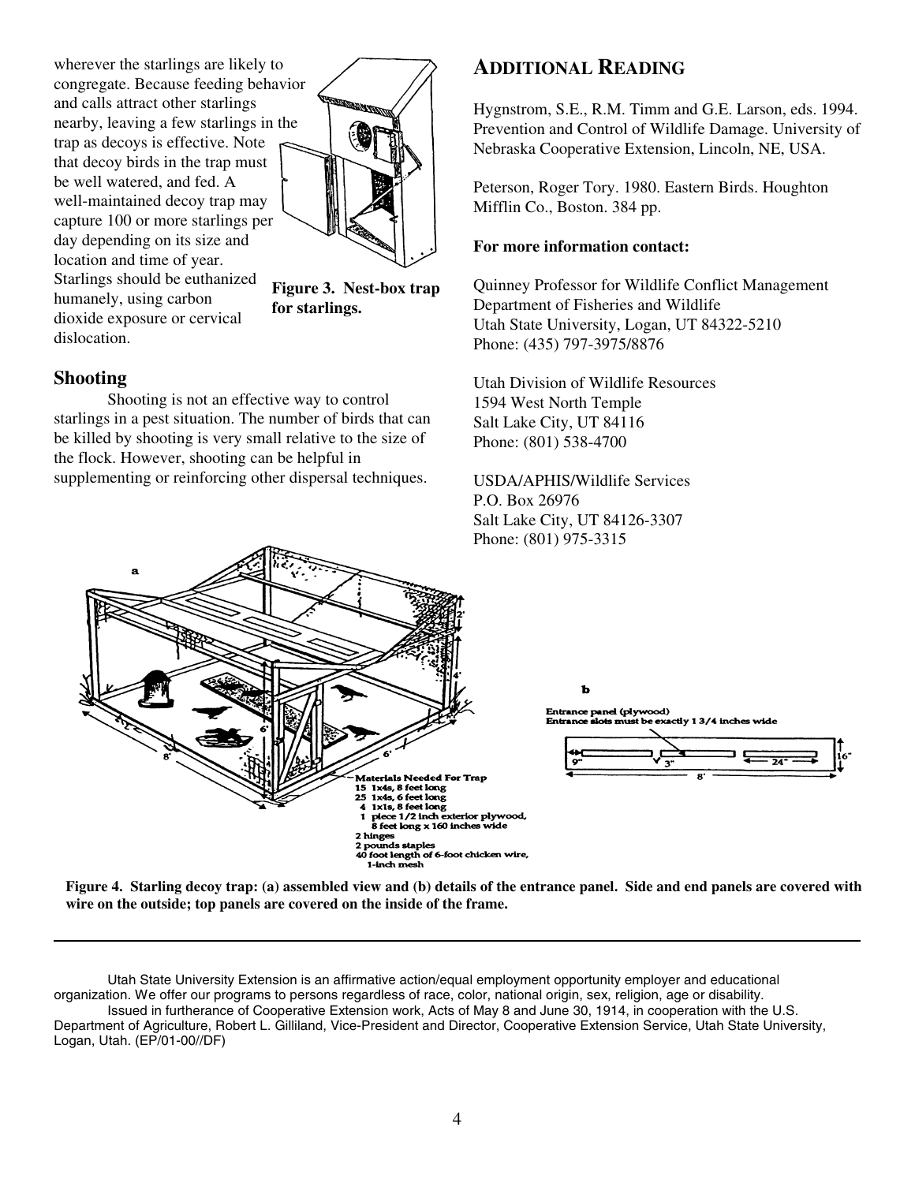wherever the starlings are likely to congregate. Because feeding behavior and calls attract other starlings nearby, leaving a few starlings in the trap as decoys is effective. Note that decoy birds in the trap must be well watered, and fed. A well-maintained decoy trap may capture 100 or more starlings per day depending on its size and location and time of year. Starlings should be euthanized humanely, using carbon dioxide exposure or cervical dislocation.

**Figure 3. Nest-box trap for starlings.**

### Shooting

Shooting is not an effective way to control starlings in a pest situation. The number of birds that can be killed by shooting is very small relative to the size of the flock. However, shooting can be helpful in supplementing or reinforcing other dispersal techniques.

## ADDITIONAL READING

Hygnstrom, S.E., R.M. Timm and G.E. Larson, eds. 1994. Prevention and Control of Wildlife Damage. University of Nebraska Cooperative Extension, Lincoln, NE, USA.

Peterson, Roger Tory. 1980. Eastern Birds. Houghton Mifflin Co., Boston. 384 pp.

**For more information contact:**

Quinney Professor for Wildlife Conflict Management
Department of Fisheries and Wildlife
Utah State University, Logan, UT 84322-5210
Phone: (435) 797-3975/8876

Utah Division of Wildlife Resources
1594 West North Temple
Salt Lake City, UT 84116
Phone: (801) 538-4700

USDA/APHIS/Wildlife Services
P.O. Box 26976
Salt Lake City, UT 84126-3307
Phone: (801) 975-3315

a

2'
4'
6'
8'
6'

Materials Needed For Trap
15 1x4s, 8 feet long
25 1x4s, 6 feet long
4 1x1s, 8 feet long
1 piece 1/2 inch exterior plywood, 8 feet long x 160 inches wide
2 hinges
2 pounds staples
40 foot length of 6-foot chicken wire, 1-inch mesh

b

Entrance panel (plywood)
Entrance slots must be exactly 1 3/4 inches wide
9"
3"
24"
16"
8'

**Figure 4. Starling decoy trap: (a) assembled view and (b) details of the entrance panel. Side and end panels are covered with wire on the outside; top panels are covered on the inside of the frame.**

---

Utah State University Extension is an affirmative action/equal employment opportunity employer and educational organization. We offer our programs to persons regardless of race, color, national origin, sex, religion, age or disability.

Issued in furtherance of Cooperative Extension work, Acts of May 8 and June 30, 1914, in cooperation with the U.S. Department of Agriculture, Robert L. Gilliland, Vice-President and Director, Cooperative Extension Service, Utah State University, Logan, Utah. (EP/01-00//DF)